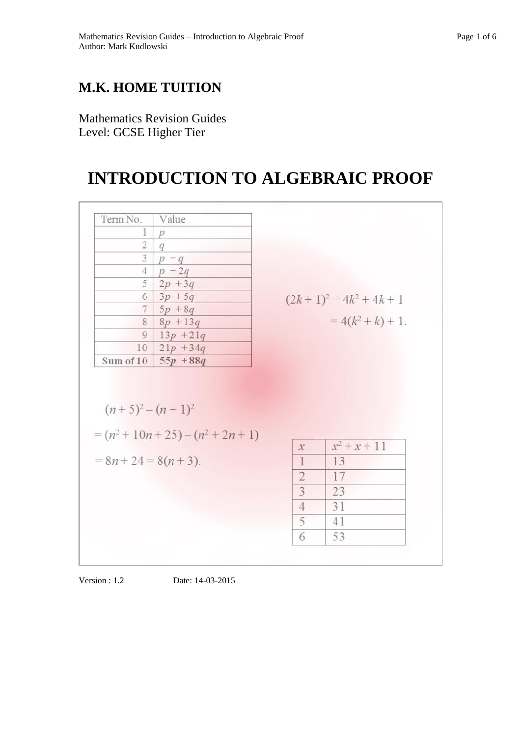**M.K. HOME TUITION**

Mathematics Revision Guides
Level: GCSE Higher Tier

# INTRODUCTION TO ALGEBRAIC PROOF

| Term No. | Value |
|---|---|
| 1 | $p$ |
| 2 | $q$ |
| 3 | $p + q$ |
| 4 | $p + 2q$ |
| 5 | $2p + 3q$ |
| 6 | $3p + 5q$ |
| 7 | $5p + 8q$ |
| 8 | $8p + 13q$ |
| 9 | $13p + 21q$ |
| 10 | $21p + 34q$ |
| **Sum of 10** | $\mathbf{55p + 88q}$ |

$$(2k + 1)^2 = 4k^2 + 4k + 1$$
$$= 4(k^2 + k) + 1.$$

$$(n + 5)^2 - (n + 1)^2$$
$$= (n^2 + 10n + 25) - (n^2 + 2n + 1)$$
$$= 8n + 24 = 8(n + 3).$$

| $x$ | $x^2 + x + 11$ |
|---|---|
| 1 | 13 |
| 2 | 17 |
| 3 | 23 |
| 4 | 31 |
| 5 | 41 |
| 6 | 53 |

Version : 1.2 Date: 14-03-2015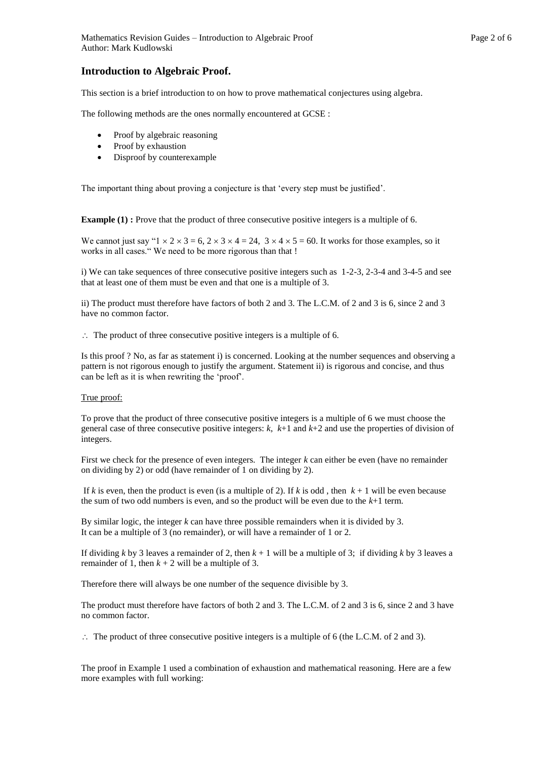## Introduction to Algebraic Proof.

This section is a brief introduction to on how to prove mathematical conjectures using algebra.

The following methods are the ones normally encountered at GCSE :

- Proof by algebraic reasoning
- Proof by exhaustion
- Disproof by counterexample

The important thing about proving a conjecture is that 'every step must be justified'.

**Example (1) :** Prove that the product of three consecutive positive integers is a multiple of 6.

We cannot just say "$1 \times 2 \times 3 = 6$, $2 \times 3 \times 4 = 24$, $3 \times 4 \times 5 = 60$. It works for those examples, so it works in all cases." We need to be more rigorous than that !

i) We can take sequences of three consecutive positive integers such as 1-2-3, 2-3-4 and 3-4-5 and see that at least one of them must be even and that one is a multiple of 3.

ii) The product must therefore have factors of both 2 and 3. The L.C.M. of 2 and 3 is 6, since 2 and 3 have no common factor.

$\therefore$ The product of three consecutive positive integers is a multiple of 6.

Is this proof ? No, as far as statement i) is concerned. Looking at the number sequences and observing a pattern is not rigorous enough to justify the argument. Statement ii) is rigorous and concise, and thus can be left as it is when rewriting the 'proof'.

True proof:

To prove that the product of three consecutive positive integers is a multiple of 6 we must choose the general case of three consecutive positive integers: $k$, $k+1$ and $k+2$ and use the properties of division of integers.

First we check for the presence of even integers. The integer $k$ can either be even (have no remainder on dividing by 2) or odd (have remainder of 1 on dividing by 2).

If $k$ is even, then the product is even (is a multiple of 2). If $k$ is odd , then $k + 1$ will be even because the sum of two odd numbers is even, and so the product will be even due to the $k+1$ term.

By similar logic, the integer $k$ can have three possible remainders when it is divided by 3. It can be a multiple of 3 (no remainder), or will have a remainder of 1 or 2.

If dividing $k$ by 3 leaves a remainder of 2, then $k + 1$ will be a multiple of 3; if dividing $k$ by 3 leaves a remainder of 1, then $k + 2$ will be a multiple of 3.

Therefore there will always be one number of the sequence divisible by 3.

The product must therefore have factors of both 2 and 3. The L.C.M. of 2 and 3 is 6, since 2 and 3 have no common factor.

$\therefore$ The product of three consecutive positive integers is a multiple of 6 (the L.C.M. of 2 and 3).

The proof in Example 1 used a combination of exhaustion and mathematical reasoning. Here are a few more examples with full working: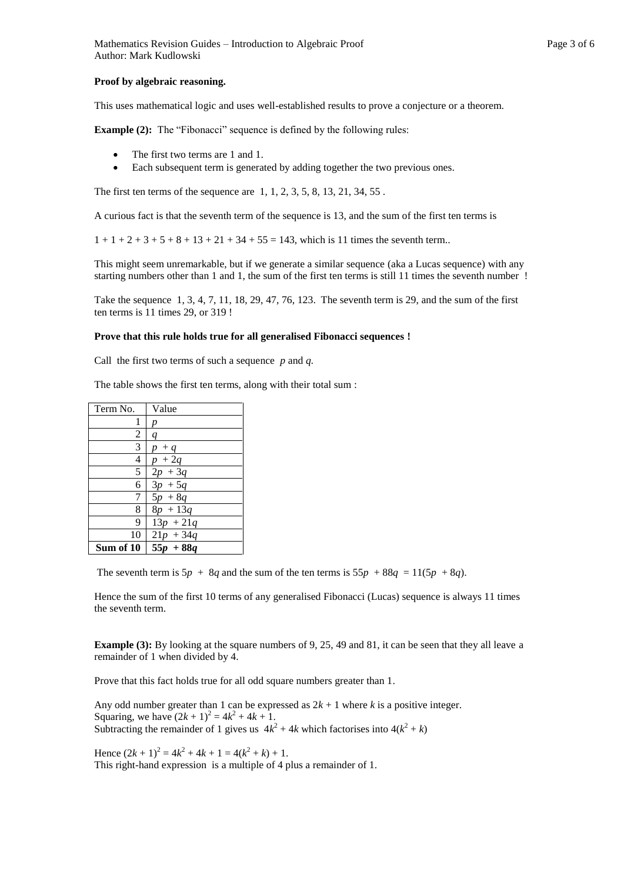**Proof by algebraic reasoning.**

This uses mathematical logic and uses well-established results to prove a conjecture or a theorem.

**Example (2):** The "Fibonacci" sequence is defined by the following rules:

- The first two terms are 1 and 1.
- Each subsequent term is generated by adding together the two previous ones.

The first ten terms of the sequence are 1, 1, 2, 3, 5, 8, 13, 21, 34, 55 .

A curious fact is that the seventh term of the sequence is 13, and the sum of the first ten terms is

$1 + 1 + 2 + 3 + 5 + 8 + 13 + 21 + 34 + 55 = 143$, which is 11 times the seventh term..

This might seem unremarkable, but if we generate a similar sequence (aka a Lucas sequence) with any starting numbers other than 1 and 1, the sum of the first ten terms is still 11 times the seventh number !

Take the sequence 1, 3, 4, 7, 11, 18, 29, 47, 76, 123. The seventh term is 29, and the sum of the first ten terms is 11 times 29, or 319 !

**Prove that this rule holds true for all generalised Fibonacci sequences !**

Call the first two terms of such a sequence $p$ and $q$.

The table shows the first ten terms, along with their total sum :

| Term No. | Value |
|---|---|
| 1 | $p$ |
| 2 | $q$ |
| 3 | $p + q$ |
| 4 | $p + 2q$ |
| 5 | $2p + 3q$ |
| 6 | $3p + 5q$ |
| 7 | $5p + 8q$ |
| 8 | $8p + 13q$ |
| 9 | $13p + 21q$ |
| 10 | $21p + 34q$ |
| **Sum of 10** | $\mathbf{55p + 88q}$ |

The seventh term is $5p + 8q$ and the sum of the ten terms is $55p + 88q = 11(5p + 8q)$.

Hence the sum of the first 10 terms of any generalised Fibonacci (Lucas) sequence is always 11 times the seventh term.

**Example (3):** By looking at the square numbers of 9, 25, 49 and 81, it can be seen that they all leave a remainder of 1 when divided by 4.

Prove that this fact holds true for all odd square numbers greater than 1.

Any odd number greater than 1 can be expressed as $2k + 1$ where $k$ is a positive integer.
Squaring, we have $(2k + 1)^2 = 4k^2 + 4k + 1$.
Subtracting the remainder of 1 gives us $4k^2 + 4k$ which factorises into $4(k^2 + k)$

Hence $(2k + 1)^2 = 4k^2 + 4k + 1 = 4(k^2 + k) + 1$.
This right-hand expression is a multiple of 4 plus a remainder of 1.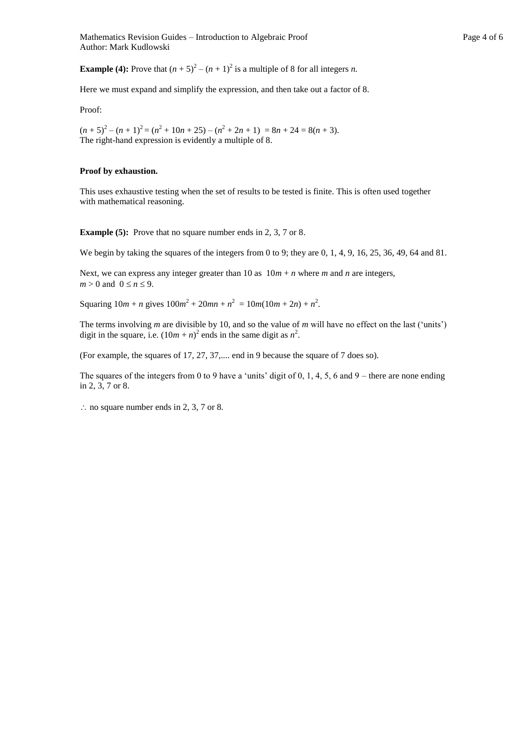**Example (4):** Prove that $(n + 5)^2 - (n + 1)^2$ is a multiple of 8 for all integers $n$.

Here we must expand and simplify the expression, and then take out a factor of 8.

Proof:

$(n + 5)^2 - (n + 1)^2 = (n^2 + 10n + 25) - (n^2 + 2n + 1) = 8n + 24 = 8(n + 3)$.
The right-hand expression is evidently a multiple of 8.

**Proof by exhaustion.**

This uses exhaustive testing when the set of results to be tested is finite. This is often used together with mathematical reasoning.

**Example (5):** Prove that no square number ends in 2, 3, 7 or 8.

We begin by taking the squares of the integers from 0 to 9; they are 0, 1, 4, 9, 16, 25, 36, 49, 64 and 81.

Next, we can express any integer greater than 10 as $10m + n$ where $m$ and $n$ are integers, $m > 0$ and $0 \leq n \leq 9$.

Squaring $10m + n$ gives $100m^2 + 20mn + n^2 = 10m(10m + 2n) + n^2$.

The terms involving $m$ are divisible by 10, and so the value of $m$ will have no effect on the last ('units') digit in the square, i.e. $(10m + n)^2$ ends in the same digit as $n^2$.

(For example, the squares of 17, 27, 37,.... end in 9 because the square of 7 does so).

The squares of the integers from 0 to 9 have a 'units' digit of 0, 1, 4, 5, 6 and 9 – there are none ending in 2, 3, 7 or 8.

$\therefore$ no square number ends in 2, 3, 7 or 8.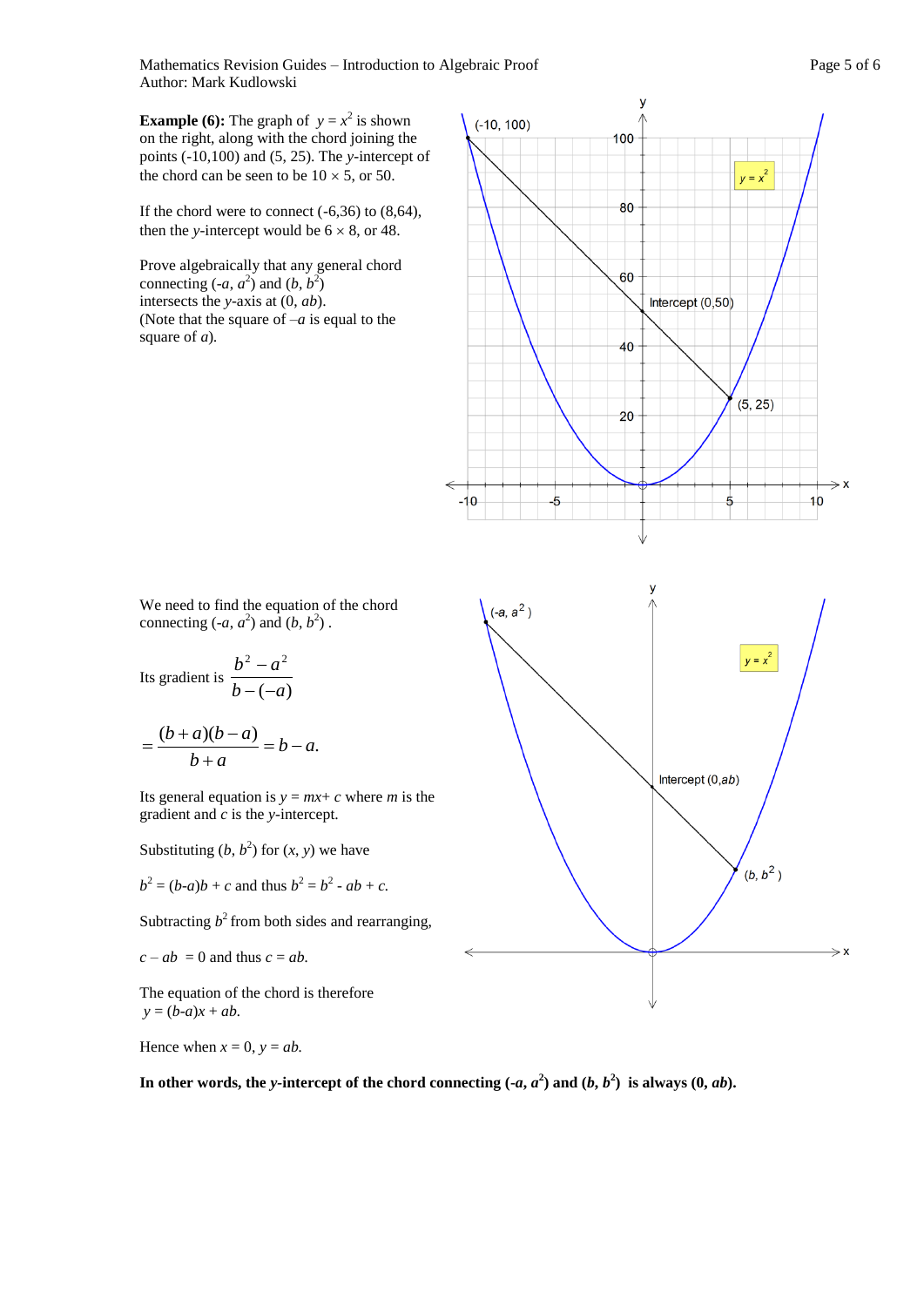**Example (6):** The graph of $y = x^2$ is shown on the right, along with the chord joining the points (-10,100) and (5, 25). The $y$-intercept of the chord can be seen to be $10 \times 5$, or 50.

If the chord were to connect (-6,36) to (8,64), then the $y$-intercept would be $6 \times 8$, or 48.

Prove algebraically that any general chord connecting $(-a, a^2)$ and $(b, b^2)$ intersects the $y$-axis at $(0, ab)$.
(Note that the square of $-a$ is equal to the square of $a$).

We need to find the equation of the chord connecting $(-a, a^2)$ and $(b, b^2)$.

Its gradient is $\dfrac{b^2 - a^2}{b-(-a)}$

$$= \frac{(b+a)(b-a)}{b+a} = b - a.$$

Its general equation is $y = mx + c$ where $m$ is the gradient and $c$ is the $y$-intercept.

Substituting $(b, b^2)$ for $(x, y)$ we have

$b^2 = (b-a)b + c$ and thus $b^2 = b^2 - ab + c$.

Subtracting $b^2$ from both sides and rearranging,

$c - ab = 0$ and thus $c = ab$.

The equation of the chord is therefore
$y = (b-a)x + ab$.

Hence when $x = 0$, $y = ab$.

**In other words, the $y$-intercept of the chord connecting $(-a, a^2)$ and $(b, b^2)$ is always $(0, ab)$.**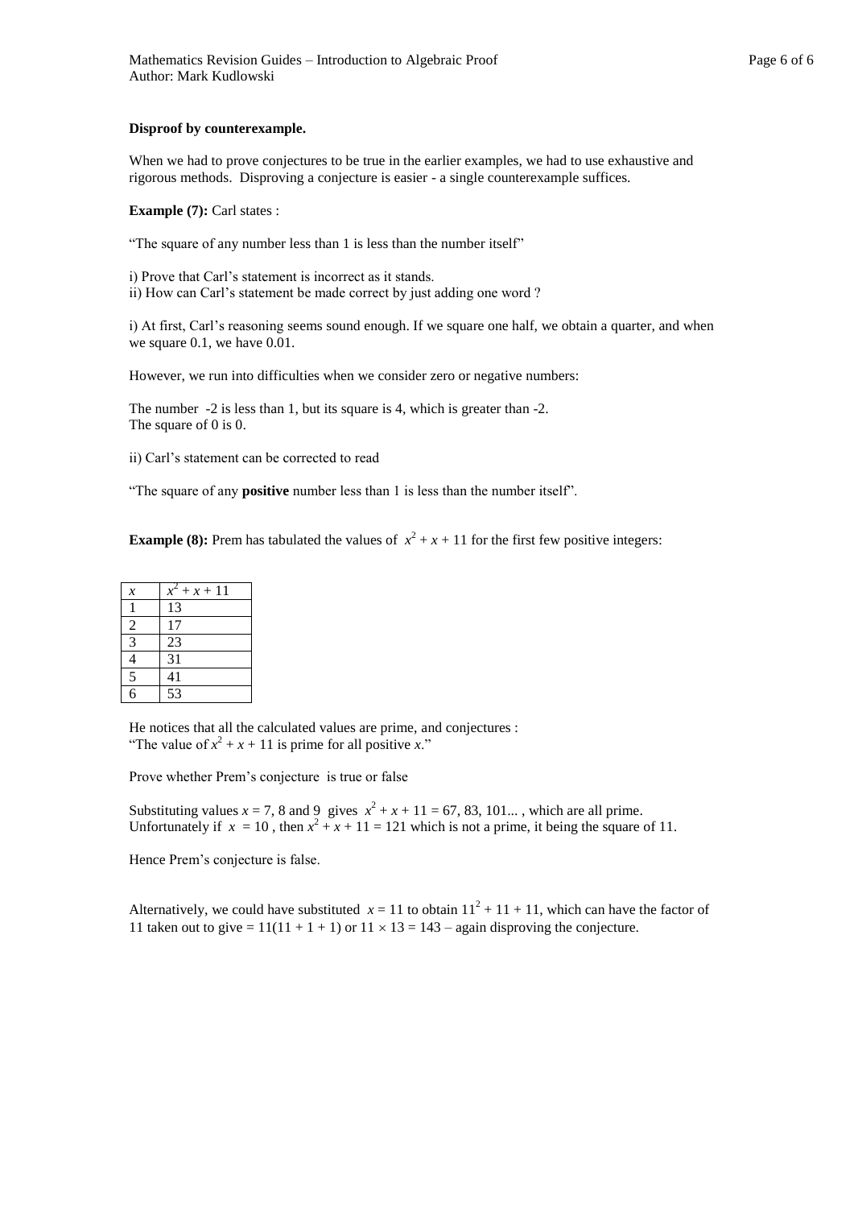**Disproof by counterexample.**

When we had to prove conjectures to be true in the earlier examples, we had to use exhaustive and rigorous methods. Disproving a conjecture is easier - a single counterexample suffices.

**Example (7):** Carl states :

"The square of any number less than 1 is less than the number itself"

i) Prove that Carl's statement is incorrect as it stands.
ii) How can Carl's statement be made correct by just adding one word ?

i) At first, Carl's reasoning seems sound enough. If we square one half, we obtain a quarter, and when we square 0.1, we have 0.01.

However, we run into difficulties when we consider zero or negative numbers:

The number -2 is less than 1, but its square is 4, which is greater than -2.
The square of 0 is 0.

ii) Carl's statement can be corrected to read

"The square of any **positive** number less than 1 is less than the number itself".

**Example (8):** Prem has tabulated the values of $x^2 + x + 11$ for the first few positive integers:

| $x$ | $x^2 + x + 11$ |
|---|---|
| 1 | 13 |
| 2 | 17 |
| 3 | 23 |
| 4 | 31 |
| 5 | 41 |
| 6 | 53 |

He notices that all the calculated values are prime, and conjectures :
"The value of $x^2 + x + 11$ is prime for all positive $x$."

Prove whether Prem's conjecture is true or false

Substituting values $x = 7$, 8 and 9 gives $x^2 + x + 11 = 67, 83, 101...$ , which are all prime.
Unfortunately if $x = 10$ , then $x^2 + x + 11 = 121$ which is not a prime, it being the square of 11.

Hence Prem's conjecture is false.

Alternatively, we could have substituted $x = 11$ to obtain $11^2 + 11 + 11$, which can have the factor of 11 taken out to give $= 11(11 + 1 + 1)$ or $11 \times 13 = 143$ – again disproving the conjecture.